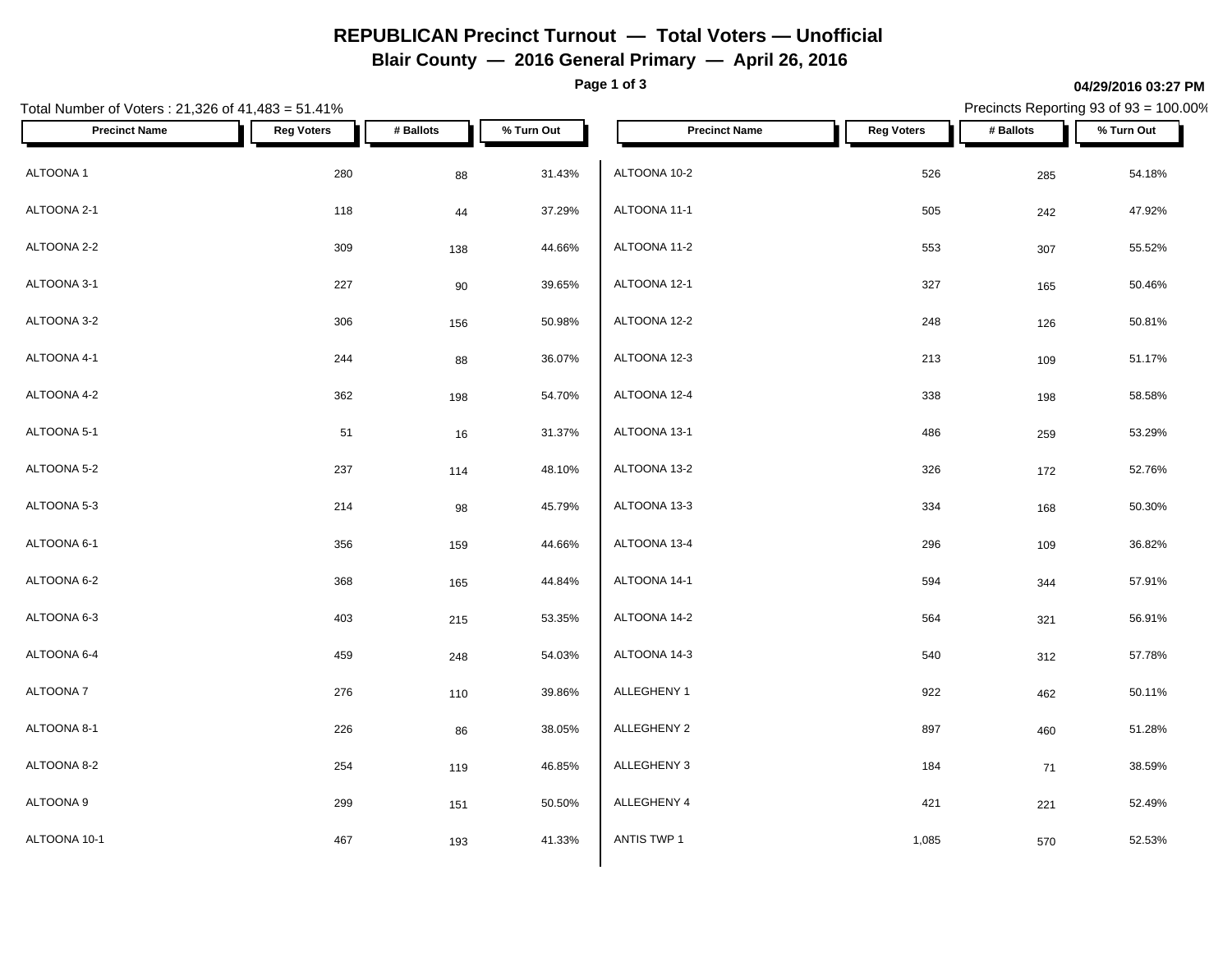# REPUBLICAN Precinct Turnout — Total Voters — Unofficial

## Blair County — 2016 General Primary — April 26, 2016

04/29/2016 03:27 PM

Total Number of Voters : 21,326 of 41,483 = 51.41%

Precincts Reporting 93 of 93 = 100.00%

| Precinct Name | Reg Voters | # Ballots | % Turn Out |
|---|---|---|---|
| ALTOONA 1 | 280 | 88 | 31.43% |
| ALTOONA 2-1 | 118 | 44 | 37.29% |
| ALTOONA 2-2 | 309 | 138 | 44.66% |
| ALTOONA 3-1 | 227 | 90 | 39.65% |
| ALTOONA 3-2 | 306 | 156 | 50.98% |
| ALTOONA 4-1 | 244 | 88 | 36.07% |
| ALTOONA 4-2 | 362 | 198 | 54.70% |
| ALTOONA 5-1 | 51 | 16 | 31.37% |
| ALTOONA 5-2 | 237 | 114 | 48.10% |
| ALTOONA 5-3 | 214 | 98 | 45.79% |
| ALTOONA 6-1 | 356 | 159 | 44.66% |
| ALTOONA 6-2 | 368 | 165 | 44.84% |
| ALTOONA 6-3 | 403 | 215 | 53.35% |
| ALTOONA 6-4 | 459 | 248 | 54.03% |
| ALTOONA 7 | 276 | 110 | 39.86% |
| ALTOONA 8-1 | 226 | 86 | 38.05% |
| ALTOONA 8-2 | 254 | 119 | 46.85% |
| ALTOONA 9 | 299 | 151 | 50.50% |
| ALTOONA 10-1 | 467 | 193 | 41.33% |
| ALTOONA 10-2 | 526 | 285 | 54.18% |
| ALTOONA 11-1 | 505 | 242 | 47.92% |
| ALTOONA 11-2 | 553 | 307 | 55.52% |
| ALTOONA 12-1 | 327 | 165 | 50.46% |
| ALTOONA 12-2 | 248 | 126 | 50.81% |
| ALTOONA 12-3 | 213 | 109 | 51.17% |
| ALTOONA 12-4 | 338 | 198 | 58.58% |
| ALTOONA 13-1 | 486 | 259 | 53.29% |
| ALTOONA 13-2 | 326 | 172 | 52.76% |
| ALTOONA 13-3 | 334 | 168 | 50.30% |
| ALTOONA 13-4 | 296 | 109 | 36.82% |
| ALTOONA 14-1 | 594 | 344 | 57.91% |
| ALTOONA 14-2 | 564 | 321 | 56.91% |
| ALTOONA 14-3 | 540 | 312 | 57.78% |
| ALLEGHENY 1 | 922 | 462 | 50.11% |
| ALLEGHENY 2 | 897 | 460 | 51.28% |
| ALLEGHENY 3 | 184 | 71 | 38.59% |
| ALLEGHENY 4 | 421 | 221 | 52.49% |
| ANTIS TWP 1 | 1,085 | 570 | 52.53% |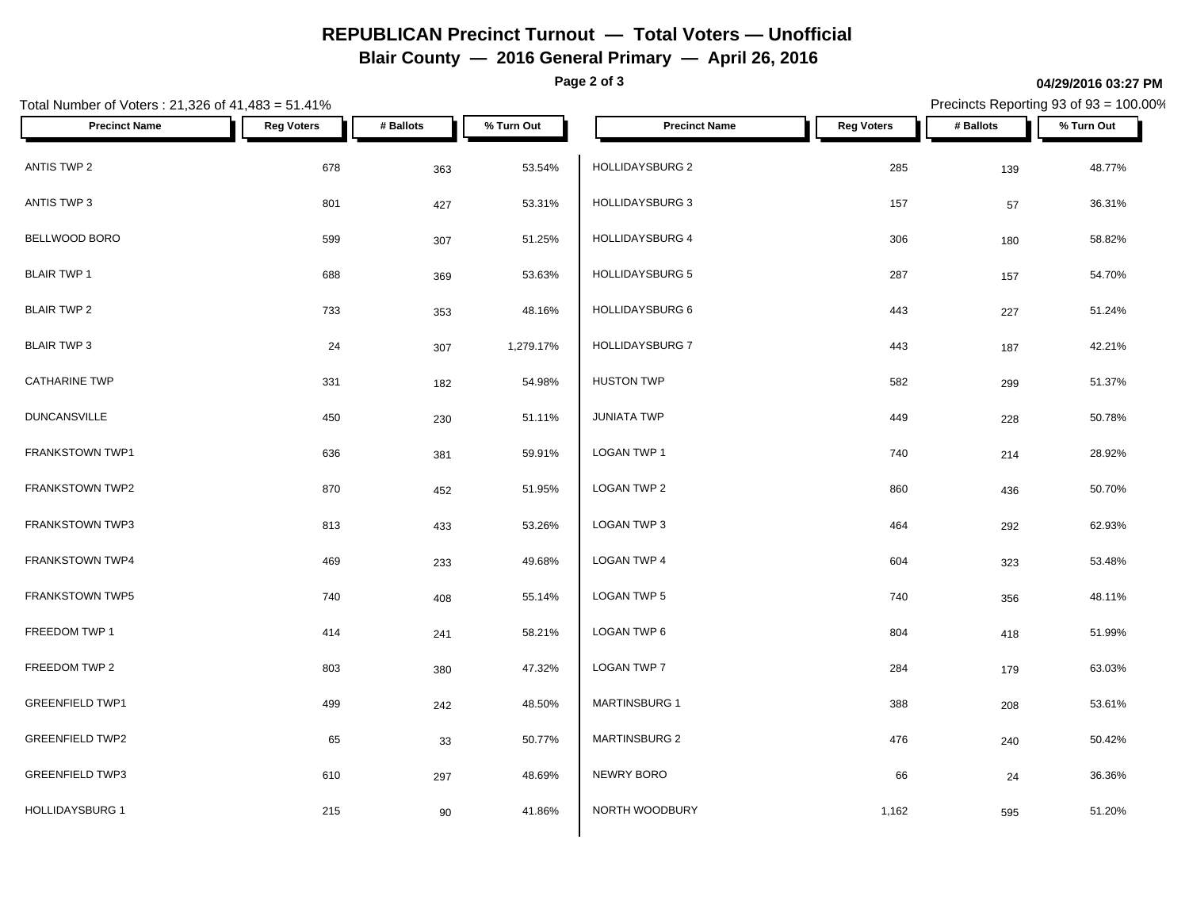# REPUBLICAN Precinct Turnout — Total Voters — Unofficial

## Blair County — 2016 General Primary — April 26, 2016

04/29/2016 03:27 PM

Total Number of Voters : 21,326 of 41,483 = 51.41%

Precincts Reporting 93 of 93 = 100.00%

| Precinct Name | Reg Voters | # Ballots | % Turn Out |
|---|---|---|---|
| ANTIS TWP 2 | 678 | 363 | 53.54% |
| ANTIS TWP 3 | 801 | 427 | 53.31% |
| BELLWOOD BORO | 599 | 307 | 51.25% |
| BLAIR TWP 1 | 688 | 369 | 53.63% |
| BLAIR TWP 2 | 733 | 353 | 48.16% |
| BLAIR TWP 3 | 24 | 307 | 1,279.17% |
| CATHARINE TWP | 331 | 182 | 54.98% |
| DUNCANSVILLE | 450 | 230 | 51.11% |
| FRANKSTOWN TWP1 | 636 | 381 | 59.91% |
| FRANKSTOWN TWP2 | 870 | 452 | 51.95% |
| FRANKSTOWN TWP3 | 813 | 433 | 53.26% |
| FRANKSTOWN TWP4 | 469 | 233 | 49.68% |
| FRANKSTOWN TWP5 | 740 | 408 | 55.14% |
| FREEDOM TWP 1 | 414 | 241 | 58.21% |
| FREEDOM TWP 2 | 803 | 380 | 47.32% |
| GREENFIELD TWP1 | 499 | 242 | 48.50% |
| GREENFIELD TWP2 | 65 | 33 | 50.77% |
| GREENFIELD TWP3 | 610 | 297 | 48.69% |
| HOLLIDAYSBURG 1 | 215 | 90 | 41.86% |
| HOLLIDAYSBURG 2 | 285 | 139 | 48.77% |
| HOLLIDAYSBURG 3 | 157 | 57 | 36.31% |
| HOLLIDAYSBURG 4 | 306 | 180 | 58.82% |
| HOLLIDAYSBURG 5 | 287 | 157 | 54.70% |
| HOLLIDAYSBURG 6 | 443 | 227 | 51.24% |
| HOLLIDAYSBURG 7 | 443 | 187 | 42.21% |
| HUSTON TWP | 582 | 299 | 51.37% |
| JUNIATA TWP | 449 | 228 | 50.78% |
| LOGAN TWP 1 | 740 | 214 | 28.92% |
| LOGAN TWP 2 | 860 | 436 | 50.70% |
| LOGAN TWP 3 | 464 | 292 | 62.93% |
| LOGAN TWP 4 | 604 | 323 | 53.48% |
| LOGAN TWP 5 | 740 | 356 | 48.11% |
| LOGAN TWP 6 | 804 | 418 | 51.99% |
| LOGAN TWP 7 | 284 | 179 | 63.03% |
| MARTINSBURG 1 | 388 | 208 | 53.61% |
| MARTINSBURG 2 | 476 | 240 | 50.42% |
| NEWRY BORO | 66 | 24 | 36.36% |
| NORTH WOODBURY | 1,162 | 595 | 51.20% |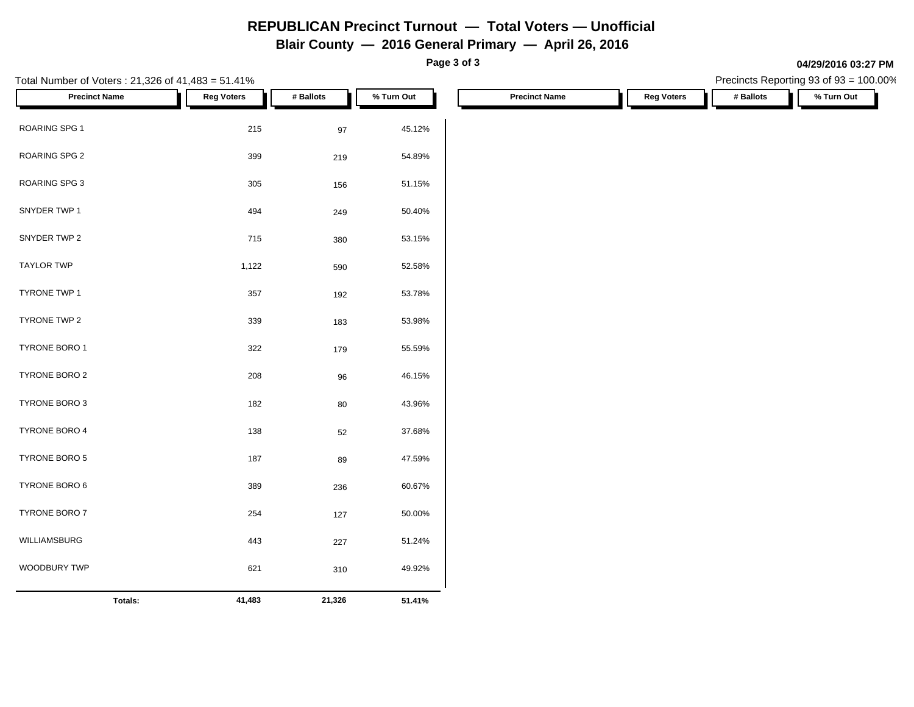# REPUBLICAN Precinct Turnout — Total Voters — Unofficial

## Blair County — 2016 General Primary — April 26, 2016

**04/29/2016 03:27 PM**

Total Number of Voters : 21,326 of 41,483 = 51.41%

Precincts Reporting 93 of 93 = 100.00%

| Precinct Name | Reg Voters | # Ballots | % Turn Out |
|---|---|---|---|
| ROARING SPG 1 | 215 | 97 | 45.12% |
| ROARING SPG 2 | 399 | 219 | 54.89% |
| ROARING SPG 3 | 305 | 156 | 51.15% |
| SNYDER TWP 1 | 494 | 249 | 50.40% |
| SNYDER TWP 2 | 715 | 380 | 53.15% |
| TAYLOR TWP | 1,122 | 590 | 52.58% |
| TYRONE TWP 1 | 357 | 192 | 53.78% |
| TYRONE TWP 2 | 339 | 183 | 53.98% |
| TYRONE BORO 1 | 322 | 179 | 55.59% |
| TYRONE BORO 2 | 208 | 96 | 46.15% |
| TYRONE BORO 3 | 182 | 80 | 43.96% |
| TYRONE BORO 4 | 138 | 52 | 37.68% |
| TYRONE BORO 5 | 187 | 89 | 47.59% |
| TYRONE BORO 6 | 389 | 236 | 60.67% |
| TYRONE BORO 7 | 254 | 127 | 50.00% |
| WILLIAMSBURG | 443 | 227 | 51.24% |
| WOODBURY TWP | 621 | 310 | 49.92% |
| **Totals:** | **41,483** | **21,326** | **51.41%** |